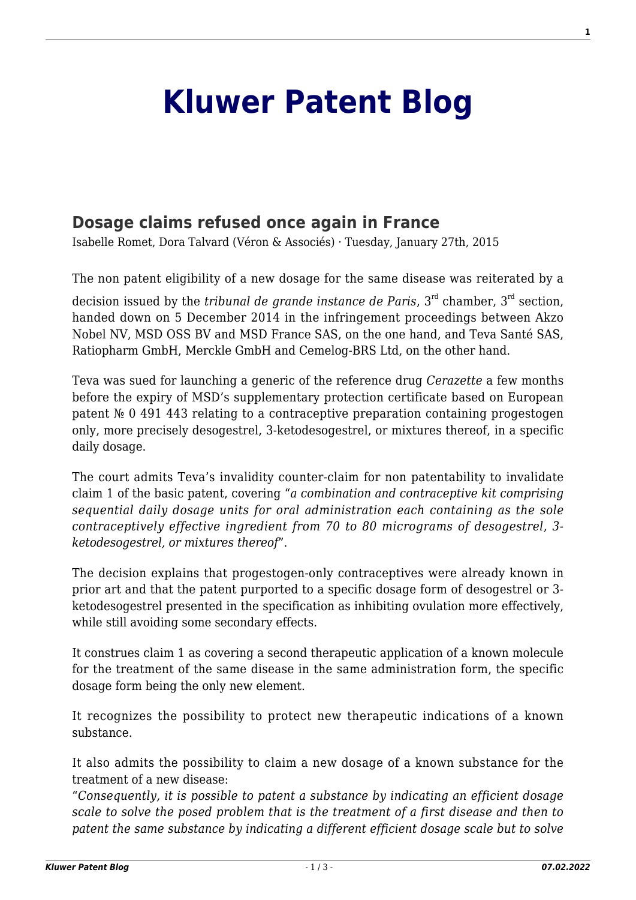# Kluwer Patent Blog

## Dosage claims refused once again in France

Isabelle Romet, Dora Talvard (Véron & Associés) · Tuesday, January 27th, 2015

The non patent eligibility of a new dosage for the same disease was reiterated by a decision issued by the *tribunal de grande instance de Paris*, 3rd chamber, 3rd section, handed down on 5 December 2014 in the infringement proceedings between Akzo Nobel NV, MSD OSS BV and MSD France SAS, on the one hand, and Teva Santé SAS, Ratiopharm GmbH, Merckle GmbH and Cemelog-BRS Ltd, on the other hand.

Teva was sued for launching a generic of the reference drug *Cerazette* a few months before the expiry of MSD's supplementary protection certificate based on European patent № 0 491 443 relating to a contraceptive preparation containing progestogen only, more precisely desogestrel, 3-ketodesogestrel, or mixtures thereof, in a specific daily dosage.

The court admits Teva's invalidity counter-claim for non patentability to invalidate claim 1 of the basic patent, covering "*a combination and contraceptive kit comprising sequential daily dosage units for oral administration each containing as the sole contraceptively effective ingredient from 70 to 80 micrograms of desogestrel, 3-ketodesogestrel, or mixtures thereof*".

The decision explains that progestogen-only contraceptives were already known in prior art and that the patent purported to a specific dosage form of desogestrel or 3-ketodesogestrel presented in the specification as inhibiting ovulation more effectively, while still avoiding some secondary effects.

It construes claim 1 as covering a second therapeutic application of a known molecule for the treatment of the same disease in the same administration form, the specific dosage form being the only new element.

It recognizes the possibility to protect new therapeutic indications of a known substance.

It also admits the possibility to claim a new dosage of a known substance for the treatment of a new disease:
"*Consequently, it is possible to patent a substance by indicating an efficient dosage scale to solve the posed problem that is the treatment of a first disease and then to patent the same substance by indicating a different efficient dosage scale but to solve*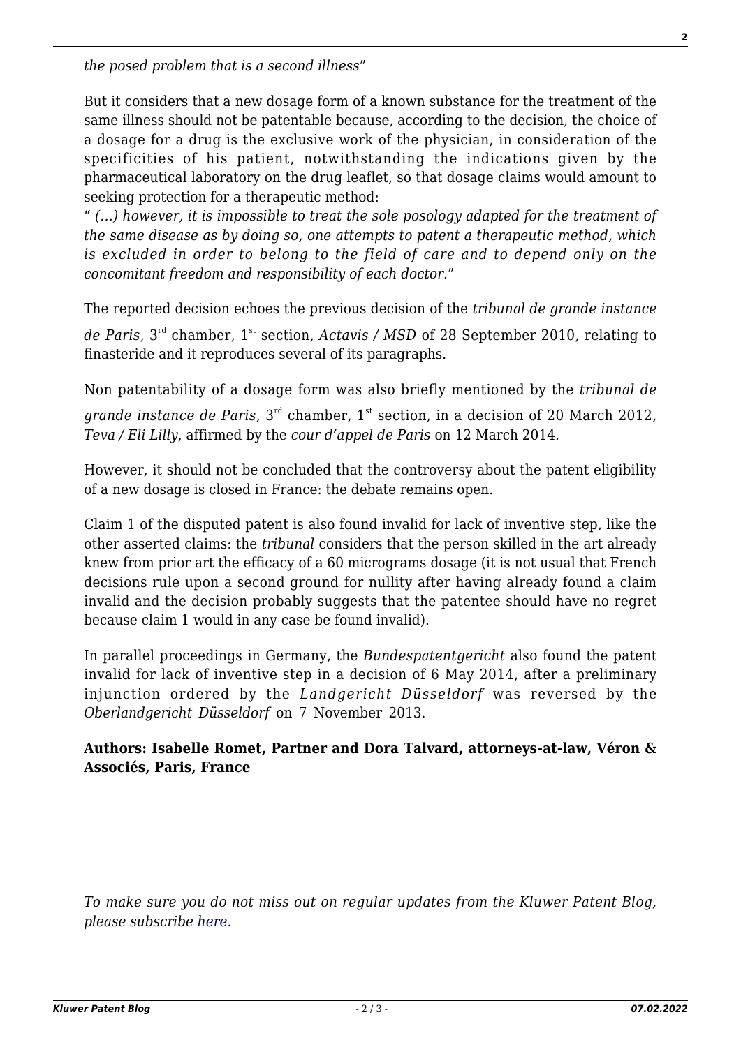*the posed problem that is a second illness*"

But it considers that a new dosage form of a known substance for the treatment of the same illness should not be patentable because, according to the decision, the choice of a dosage for a drug is the exclusive work of the physician, in consideration of the specificities of his patient, notwithstanding the indications given by the pharmaceutical laboratory on the drug leaflet, so that dosage claims would amount to seeking protection for a therapeutic method:
" *(…) however, it is impossible to treat the sole posology adapted for the treatment of the same disease as by doing so, one attempts to patent a therapeutic method, which is excluded in order to belong to the field of care and to depend only on the concomitant freedom and responsibility of each doctor*."

The reported decision echoes the previous decision of the *tribunal de grande instance de Paris*, 3rd chamber, 1st section, *Actavis / MSD* of 28 September 2010, relating to finasteride and it reproduces several of its paragraphs.

Non patentability of a dosage form was also briefly mentioned by the *tribunal de grande instance de Paris*, 3rd chamber, 1st section, in a decision of 20 March 2012, *Teva / Eli Lilly*, affirmed by the *cour d'appel de Paris* on 12 March 2014.

However, it should not be concluded that the controversy about the patent eligibility of a new dosage is closed in France: the debate remains open.

Claim 1 of the disputed patent is also found invalid for lack of inventive step, like the other asserted claims: the *tribunal* considers that the person skilled in the art already knew from prior art the efficacy of a 60 micrograms dosage (it is not usual that French decisions rule upon a second ground for nullity after having already found a claim invalid and the decision probably suggests that the patentee should have no regret because claim 1 would in any case be found invalid).

In parallel proceedings in Germany, the *Bundespatentgericht* also found the patent invalid for lack of inventive step in a decision of 6 May 2014, after a preliminary injunction ordered by the *Landgericht Düsseldorf* was reversed by the *Oberlandgericht Düsseldorf* on 7 November 2013.

**Authors: Isabelle Romet, Partner and Dora Talvard, attorneys-at-law, Véron & Associés, Paris, France**

---

*To make sure you do not miss out on regular updates from the Kluwer Patent Blog, please subscribe here.*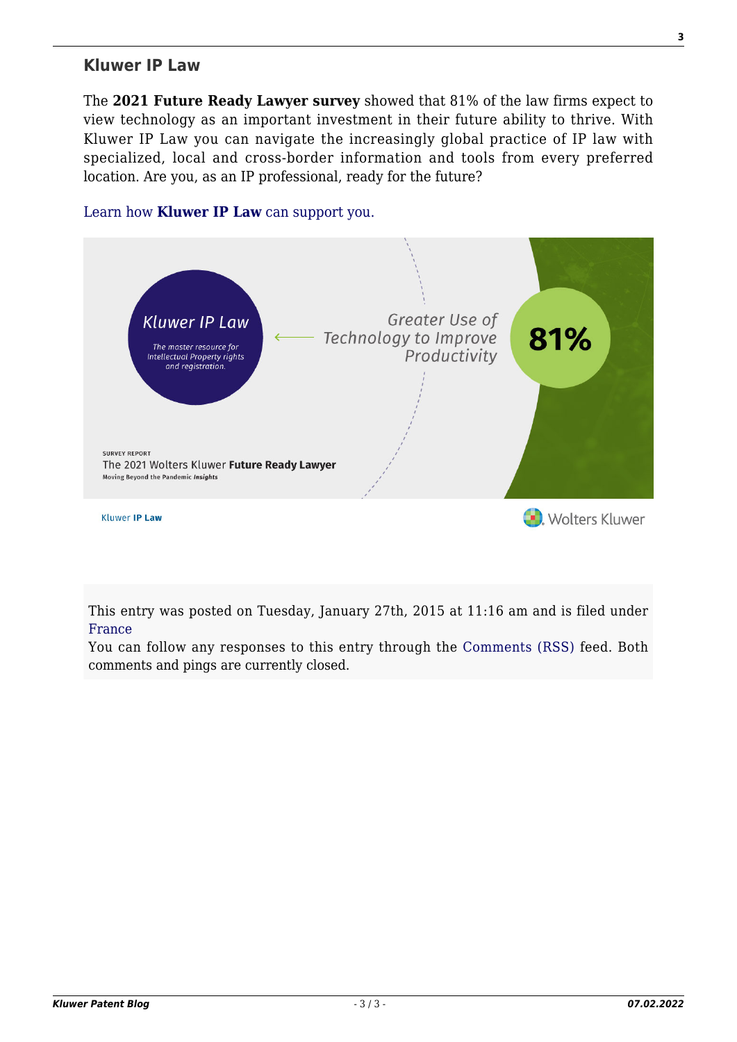## Kluwer IP Law

The **2021 Future Ready Lawyer survey** showed that 81% of the law firms expect to view technology as an important investment in their future ability to thrive. With Kluwer IP Law you can navigate the increasingly global practice of IP law with specialized, local and cross-border information and tools from every preferred location. Are you, as an IP professional, ready for the future?

Learn how **Kluwer IP Law** can support you.

Kluwer IP Law

The master resource for Intellectual Property rights and registration.

Greater Use of Technology to Improve Productivity

81%

SURVEY REPORT

The 2021 Wolters Kluwer **Future Ready Lawyer**

Moving Beyond the Pandemic *Insights*

Kluwer **IP Law**

Wolters Kluwer

This entry was posted on Tuesday, January 27th, 2015 at 11:16 am and is filed under France

You can follow any responses to this entry through the Comments (RSS) feed. Both comments and pings are currently closed.